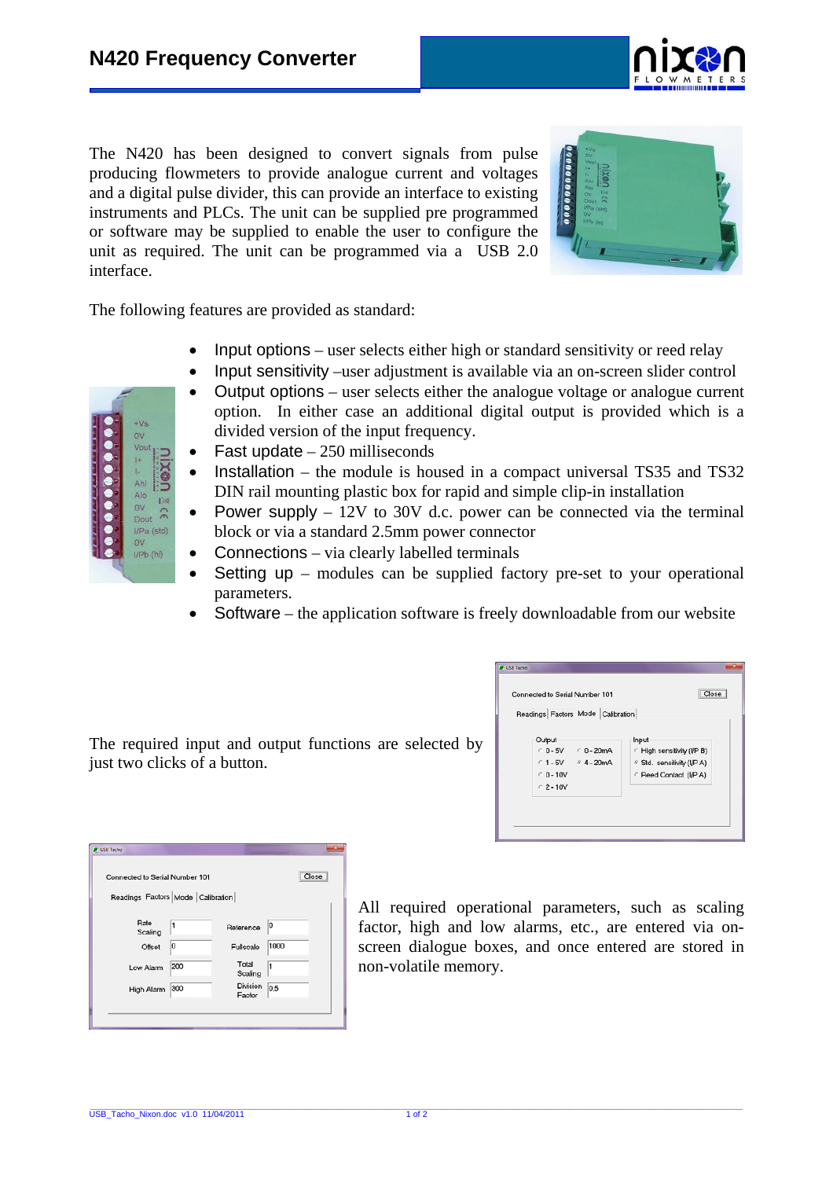# N420 Frequency Converter

The N420 has been designed to convert signals from pulse producing flowmeters to provide analogue current and voltages and a digital pulse divider, this can provide an interface to existing instruments and PLCs. The unit can be supplied pre programmed or software may be supplied to enable the user to configure the unit as required. The unit can be programmed via a USB 2.0 interface.

The following features are provided as standard:

- Input options – user selects either high or standard sensitivity or reed relay
- Input sensitivity –user adjustment is available via an on-screen slider control
- Output options – user selects either the analogue voltage or analogue current option. In either case an additional digital output is provided which is a divided version of the input frequency.
- Fast update – 250 milliseconds
- Installation – the module is housed in a compact universal TS35 and TS32 DIN rail mounting plastic box for rapid and simple clip-in installation
- Power supply – 12V to 30V d.c. power can be connected via the terminal block or via a standard 2.5mm power connector
- Connections – via clearly labelled terminals
- Setting up – modules can be supplied factory pre-set to your operational parameters.
- Software – the application software is freely downloadable from our website

The required input and output functions are selected by just two clicks of a button.

All required operational parameters, such as scaling factor, high and low alarms, etc., are entered via on-screen dialogue boxes, and once entered are stored in non-volatile memory.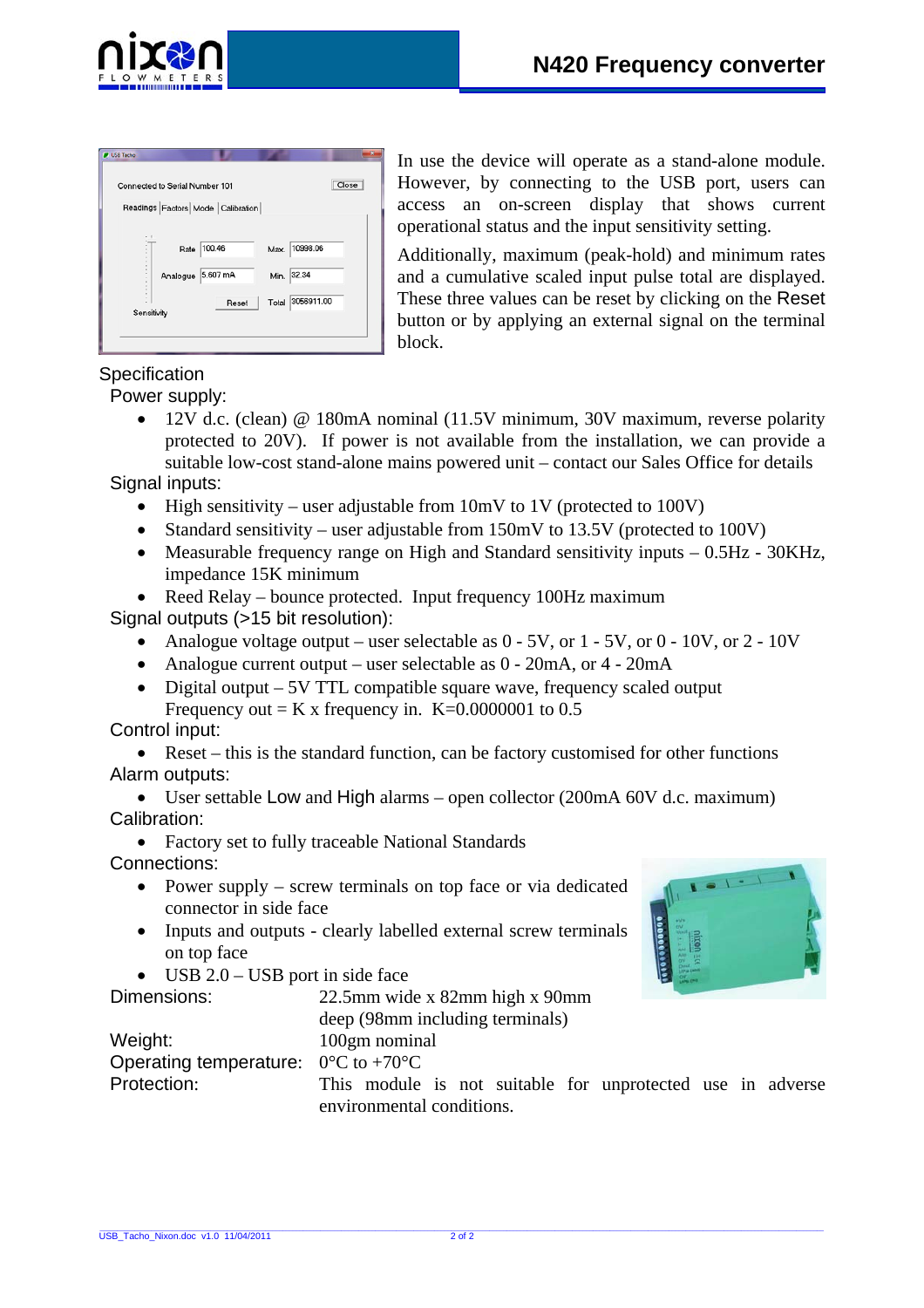# N420 Frequency converter

In use the device will operate as a stand-alone module. However, by connecting to the USB port, users can access an on-screen display that shows current operational status and the input sensitivity setting.

Additionally, maximum (peak-hold) and minimum rates and a cumulative scaled input pulse total are displayed. These three values can be reset by clicking on the Reset button or by applying an external signal on the terminal block.

## Specification

### Power supply:

- 12V d.c. (clean) @ 180mA nominal (11.5V minimum, 30V maximum, reverse polarity protected to 20V). If power is not available from the installation, we can provide a suitable low-cost stand-alone mains powered unit – contact our Sales Office for details

### Signal inputs:

- High sensitivity – user adjustable from 10mV to 1V (protected to 100V)
- Standard sensitivity – user adjustable from 150mV to 13.5V (protected to 100V)
- Measurable frequency range on High and Standard sensitivity inputs – 0.5Hz - 30KHz, impedance 15K minimum
- Reed Relay – bounce protected. Input frequency 100Hz maximum

### Signal outputs (>15 bit resolution):

- Analogue voltage output – user selectable as 0 - 5V, or 1 - 5V, or 0 - 10V, or 2 - 10V
- Analogue current output – user selectable as 0 - 20mA, or 4 - 20mA
- Digital output – 5V TTL compatible square wave, frequency scaled output
  Frequency out = K x frequency in. K=0.0000001 to 0.5

### Control input:

- Reset – this is the standard function, can be factory customised for other functions

### Alarm outputs:

- User settable Low and High alarms – open collector (200mA 60V d.c. maximum)

### Calibration:

- Factory set to fully traceable National Standards

### Connections:

- Power supply – screw terminals on top face or via dedicated connector in side face
- Inputs and outputs - clearly labelled external screw terminals on top face
- USB 2.0 – USB port in side face

| | |
|---|---|
| Dimensions: | 22.5mm wide x 82mm high x 90mm deep (98mm including terminals) |
| Weight: | 100gm nominal |
| Operating temperature: | 0°C to +70°C |
| Protection: | This module is not suitable for unprotected use in adverse environmental conditions. |

USB_Tacho_Nixon.doc v1.0 11/04/2011